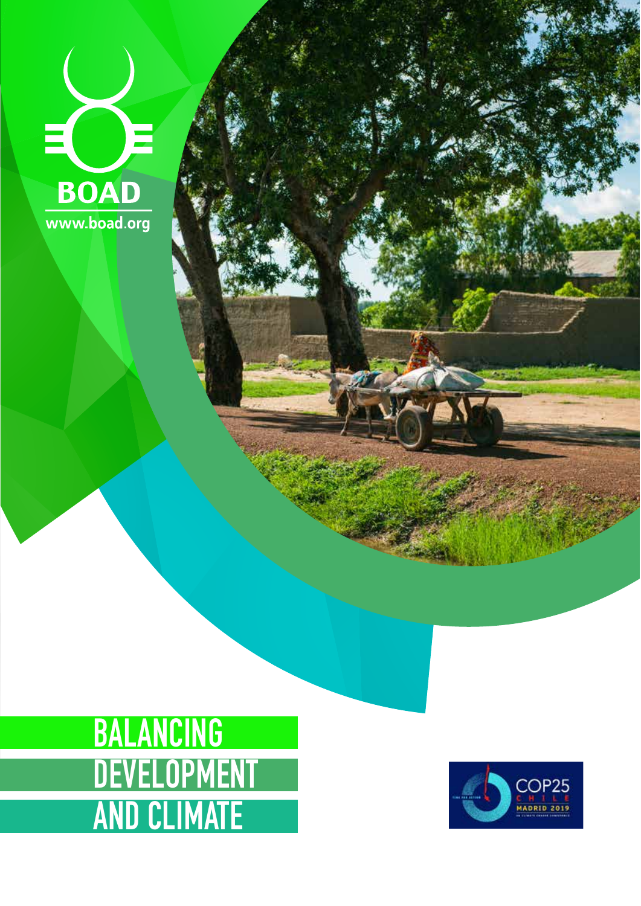BOAD

www.boad.org

# BALANCING DEVELOPMENT AND CLIMATE

COP25 CHILE MADRID 2019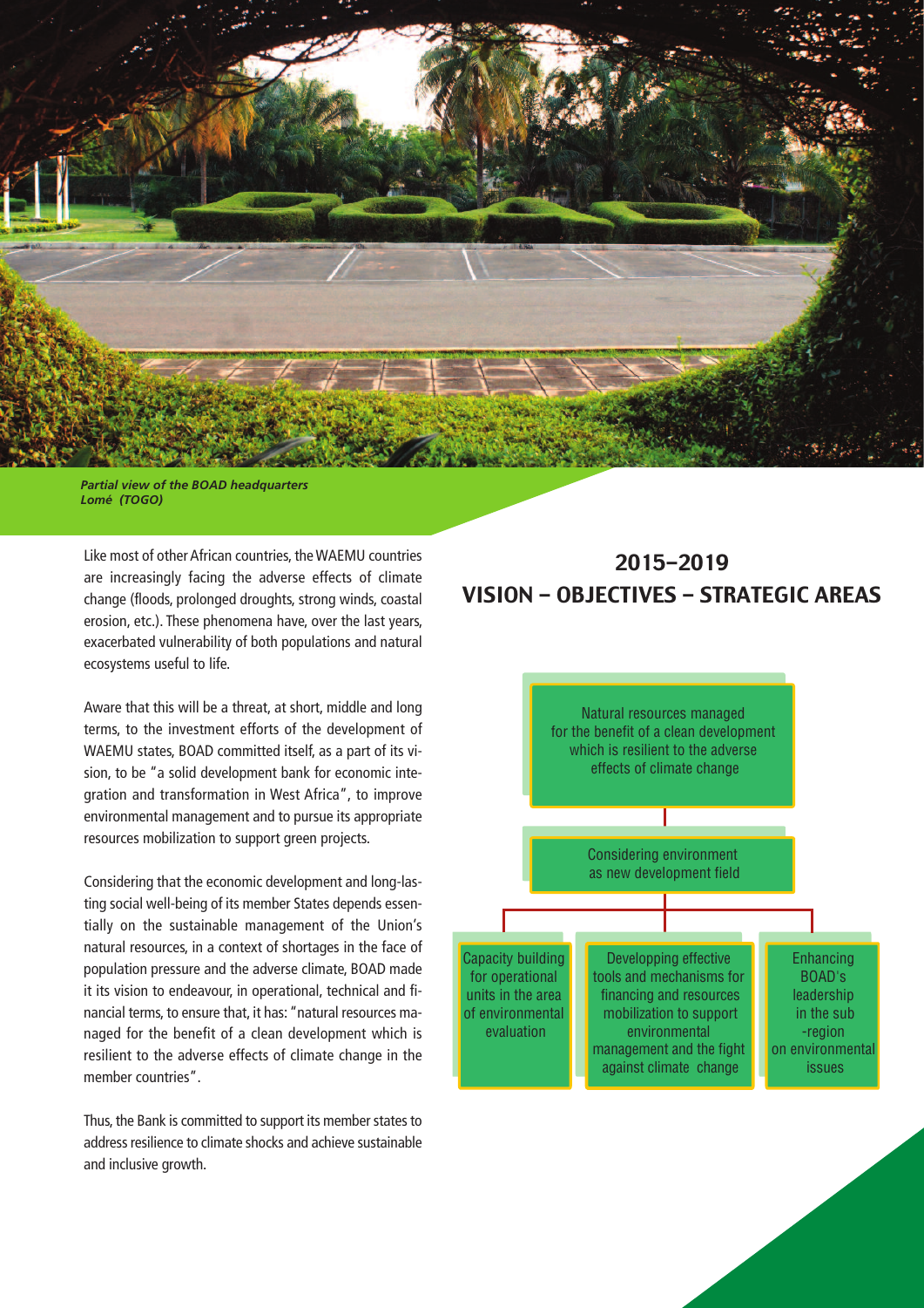*Partial view of the BOAD headquarters*
*Lomé (TOGO)*

Like most of other African countries, the WAEMU countries are increasingly facing the adverse effects of climate change (floods, prolonged droughts, strong winds, coastal erosion, etc.). These phenomena have, over the last years, exacerbated vulnerability of both populations and natural ecosystems useful to life.

Aware that this will be a threat, at short, middle and long terms, to the investment efforts of the development of WAEMU states, BOAD committed itself, as a part of its vision, to be "a solid development bank for economic integration and transformation in West Africa", to improve environmental management and to pursue its appropriate resources mobilization to support green projects.

Considering that the economic development and long-lasting social well-being of its member States depends essentially on the sustainable management of the Union's natural resources, in a context of shortages in the face of population pressure and the adverse climate, BOAD made it its vision to endeavour, in operational, technical and financial terms, to ensure that, it has: "natural resources managed for the benefit of a clean development which is resilient to the adverse effects of climate change in the member countries".

Thus, the Bank is committed to support its member states to address resilience to climate shocks and achieve sustainable and inclusive growth.

## 2015–2019
## VISION – OBJECTIVES – STRATEGIC AREAS

Natural resources managed for the benefit of a clean development which is resilient to the adverse effects of climate change

Considering environment as new development field

- Capacity building for operational units in the area of environmental evaluation
- Developping effective tools and mechanisms for financing and resources mobilization to support environmental management and the fight against climate change
- Enhancing BOAD's leadership in the sub-region on environmental issues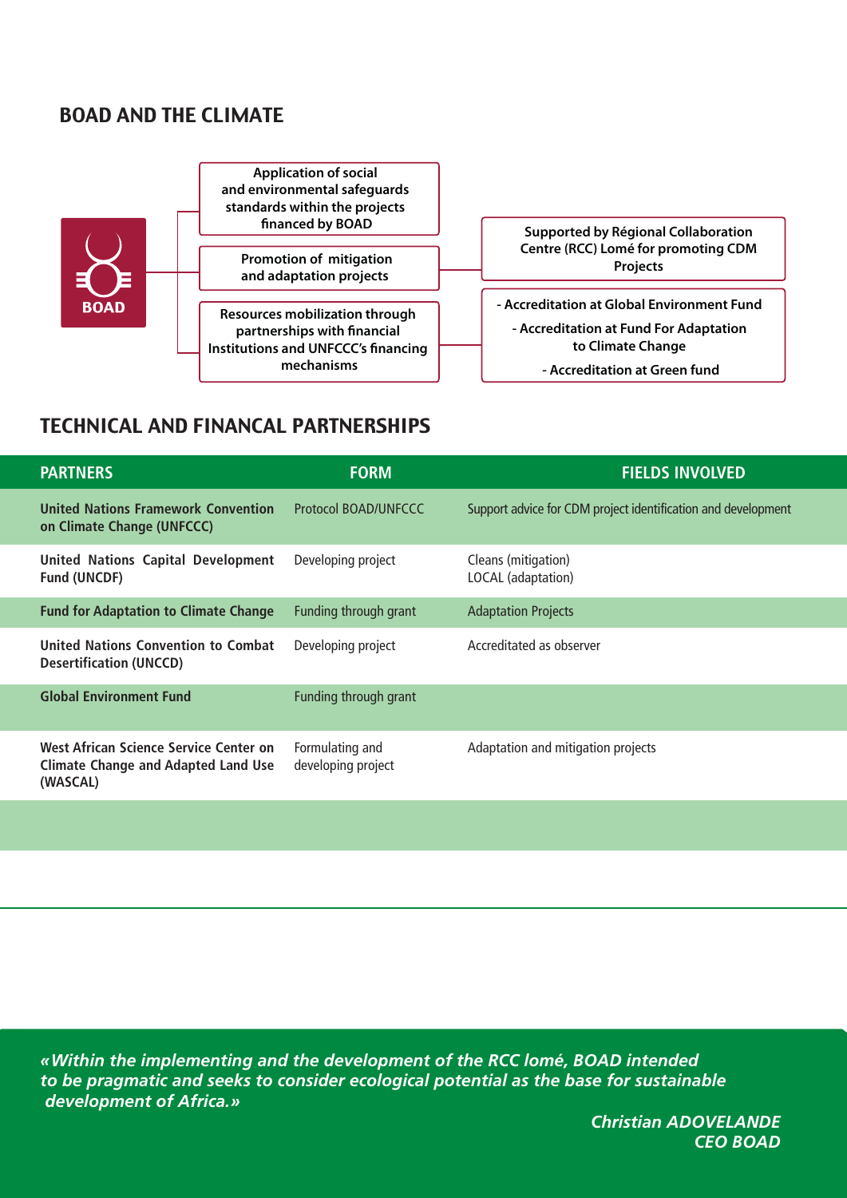## BOAD AND THE CLIMATE

BOAD

- Application of social and environmental safeguards standards within the projects financed by BOAD
- Promotion of mitigation and adaptation projects
  - Supported by Régional Collaboration Centre (RCC) Lomé for promoting CDM Projects
- Resources mobilization through partnerships with financial Institutions and UNFCCC's financing mechanisms
  - Accreditation at Global Environment Fund
  - Accreditation at Fund For Adaptation to Climate Change
  - Accreditation at Green fund

## TECHNICAL AND FINANCAL PARTNERSHIPS

| PARTNERS | FORM | FIELDS INVOLVED |
|---|---|---|
| **United Nations Framework Convention on Climate Change (UNFCCC)** | Protocol BOAD/UNFCCC | Support advice for CDM project identification and development |
| **United Nations Capital Development Fund (UNCDF)** | Developing project | Cleans (mitigation)<br>LOCAL (adaptation) |
| **Fund for Adaptation to Climate Change** | Funding through grant | Adaptation Projects |
| **United Nations Convention to Combat Desertification (UNCCD)** | Developing project | Accreditated as observer |
| **Global Environment Fund** | Funding through grant | |
| **West African Science Service Center on Climate Change and Adapted Land Use (WASCAL)** | Formulating and developing project | Adaptation and mitigation projects |

*«Within the implementing and the development of the RCC lomé, BOAD intended to be pragmatic and seeks to consider ecological potential as the base for sustainable development of Africa.»*

*Christian ADOVELANDE*
*CEO BOAD*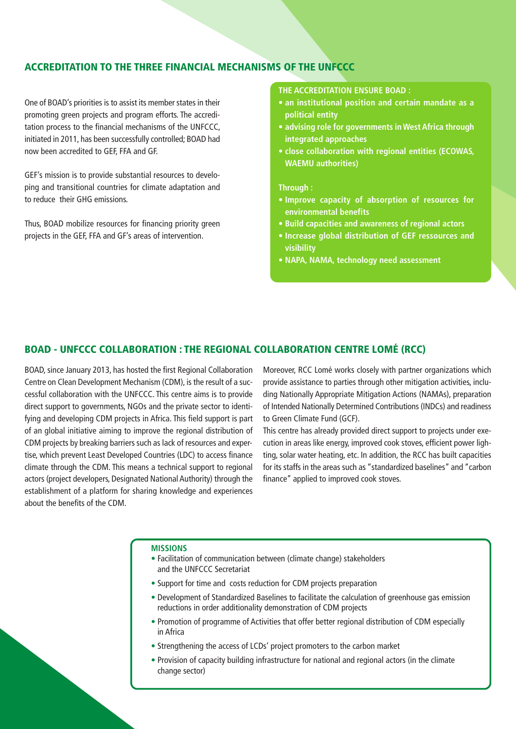## ACCREDITATION TO THE THREE FINANCIAL MECHANISMS OF THE UNFCCC

One of BOAD's priorities is to assist its member states in their promoting green projects and program efforts. The accreditation process to the financial mechanisms of the UNFCCC, initiated in 2011, has been successfully controlled; BOAD had now been accredited to GEF, FFA and GF.

GEF's mission is to provide substantial resources to developing and transitional countries for climate adaptation and to reduce their GHG emissions.

Thus, BOAD mobilize resources for financing priority green projects in the GEF, FFA and GF's areas of intervention.

**THE ACCREDITATION ENSURE BOAD :**

- **an institutional position and certain mandate as a political entity**
- **advising role for governments in West Africa through integrated approaches**
- **close collaboration with regional entities (ECOWAS, WAEMU authorities)**

**Through :**

- **Improve capacity of absorption of resources for environmental benefits**
- **Build capacities and awareness of regional actors**
- **Increase global distribution of GEF ressources and visibility**
- **NAPA, NAMA, technology need assessment**

## BOAD - UNFCCC COLLABORATION : THE REGIONAL COLLABORATION CENTRE LOMÉ (RCC)

BOAD, since January 2013, has hosted the first Regional Collaboration Centre on Clean Development Mechanism (CDM), is the result of a successful collaboration with the UNFCCC. This centre aims is to provide direct support to governments, NGOs and the private sector to identifying and developing CDM projects in Africa. This field support is part of an global initiative aiming to improve the regional distribution of CDM projects by breaking barriers such as lack of resources and expertise, which prevent Least Developed Countries (LDC) to access finance climate through the CDM. This means a technical support to regional actors (project developers, Designated National Authority) through the establishment of a platform for sharing knowledge and experiences about the benefits of the CDM.

Moreover, RCC Lomé works closely with partner organizations which provide assistance to parties through other mitigation activities, including Nationally Appropriate Mitigation Actions (NAMAs), preparation of Intended Nationally Determined Contributions (INDCs) and readiness to Green Climate Fund (GCF).

This centre has already provided direct support to projects under execution in areas like energy, improved cook stoves, efficient power lighting, solar water heating, etc. In addition, the RCC has built capacities for its staffs in the areas such as "standardized baselines" and "carbon finance" applied to improved cook stoves.

**MISSIONS**

- Facilitation of communication between (climate change) stakeholders and the UNFCCC Secretariat
- Support for time and costs reduction for CDM projects preparation
- Development of Standardized Baselines to facilitate the calculation of greenhouse gas emission reductions in order additionality demonstration of CDM projects
- Promotion of programme of Activities that offer better regional distribution of CDM especially in Africa
- Strengthening the access of LCDs' project promoters to the carbon market
- Provision of capacity building infrastructure for national and regional actors (in the climate change sector)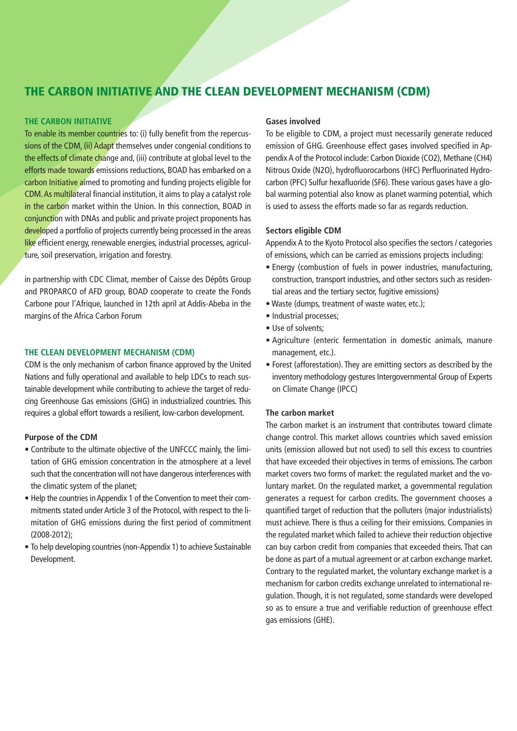# THE CARBON INITIATIVE AND THE CLEAN DEVELOPMENT MECHANISM (CDM)

## THE CARBON INITIATIVE

To enable its member countries to: (i) fully benefit from the repercussions of the CDM, (ii) Adapt themselves under congenial conditions to the effects of climate change and, (iii) contribute at global level to the efforts made towards emissions reductions, BOAD has embarked on a carbon Initiative aimed to promoting and funding projects eligible for CDM. As multilateral financial institution, it aims to play a catalyst role in the carbon market within the Union. In this connection, BOAD in conjunction with DNAs and public and private project proponents has developed a portfolio of projects currently being processed in the areas like efficient energy, renewable energies, industrial processes, agriculture, soil preservation, irrigation and forestry.

in partnership with CDC Climat, member of Caisse des Dépôts Group and PROPARCO of AFD group, BOAD cooperate to create the Fonds Carbone pour l'Afrique, launched in 12th april at Addis-Abeba in the margins of the Africa Carbon Forum

## THE CLEAN DEVELOPMENT MECHANISM (CDM)

CDM is the only mechanism of carbon finance approved by the United Nations and fully operational and available to help LDCs to reach sustainable development while contributing to achieve the target of reducing Greenhouse Gas emissions (GHG) in industrialized countries. This requires a global effort towards a resilient, low-carbon development.

### Purpose of the CDM

- Contribute to the ultimate objective of the UNFCCC mainly, the limitation of GHG emission concentration in the atmosphere at a level such that the concentration will not have dangerous interferences with the climatic system of the planet;
- Help the countries in Appendix 1 of the Convention to meet their commitments stated under Article 3 of the Protocol, with respect to the limitation of GHG emissions during the first period of commitment (2008-2012);
- To help developing countries (non-Appendix 1) to achieve Sustainable Development.

### Gases involved

To be eligible to CDM, a project must necessarily generate reduced emission of GHG. Greenhouse effect gases involved specified in Appendix A of the Protocol include: Carbon Dioxide ($CO_2$), Methane ($CH_4$) Nitrous Oxide ($N_2O$), hydrofluorocarbons (HFC) Perfluorinated Hydrocarbon (PFC) Sulfur hexafluoride ($SF_6$). These various gases have a global warming potential also know as planet warming potential, which is used to assess the efforts made so far as regards reduction.

### Sectors eligible CDM

Appendix A to the Kyoto Protocol also specifies the sectors / categories of emissions, which can be carried as emissions projects including:

- Energy (combustion of fuels in power industries, manufacturing, construction, transport industries, and other sectors such as residential areas and the tertiary sector, fugitive emissions)
- Waste (dumps, treatment of waste water, etc.);
- Industrial processes;
- Use of solvents;
- Agriculture (enteric fermentation in domestic animals, manure management, etc.).
- Forest (afforestation). They are emitting sectors as described by the inventory methodology gestures Intergovernmental Group of Experts on Climate Change (IPCC)

### The carbon market

The carbon market is an instrument that contributes toward climate change control. This market allows countries which saved emission units (emission allowed but not used) to sell this excess to countries that have exceeded their objectives in terms of emissions. The carbon market covers two forms of market: the regulated market and the voluntary market. On the regulated market, a governmental regulation generates a request for carbon credits. The government chooses a quantified target of reduction that the polluters (major industrialists) must achieve. There is thus a ceiling for their emissions. Companies in the regulated market which failed to achieve their reduction objective can buy carbon credit from companies that exceeded theirs. That can be done as part of a mutual agreement or at carbon exchange market. Contrary to the regulated market, the voluntary exchange market is a mechanism for carbon credits exchange unrelated to international regulation. Though, it is not regulated, some standards were developed so as to ensure a true and verifiable reduction of greenhouse effect gas emissions (GHE).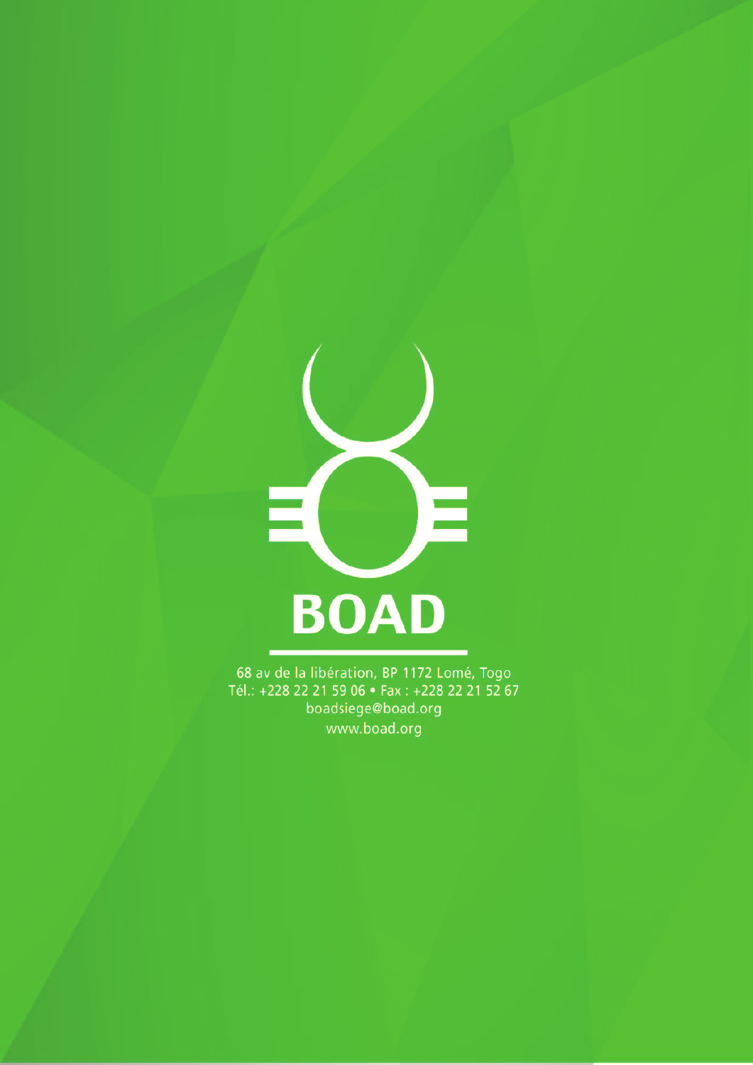BOAD

68 av de la libération, BP 1172 Lomé, Togo
Tél.: +228 22 21 59 06 • Fax : +228 22 21 52 67
boadsiege@boad.org
www.boad.org